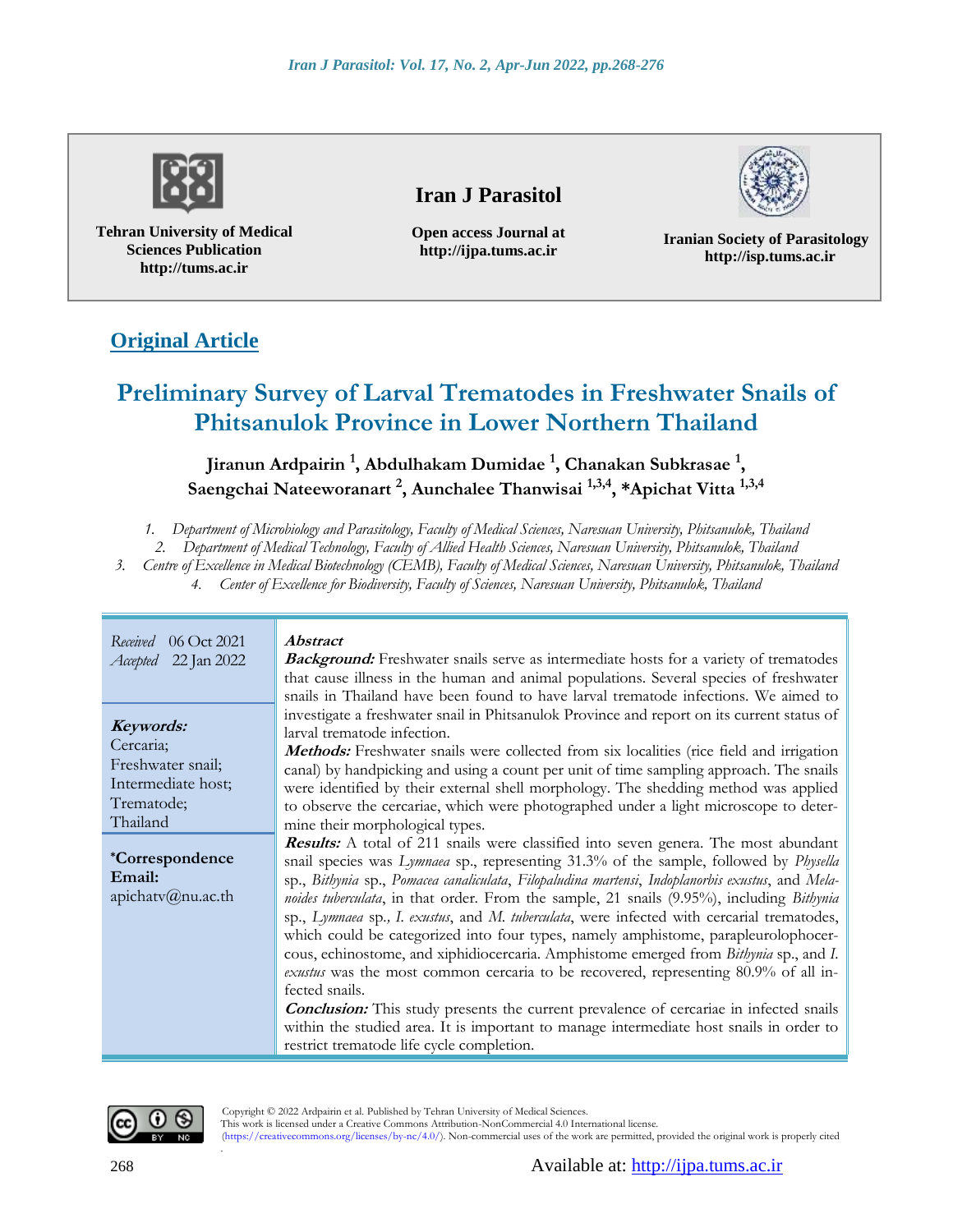Tehran University of Medical Sciences Publication
http://tums.ac.ir

**Iran J Parasitol**

Open access Journal at
http://ijpa.tums.ac.ir

Iranian Society of Parasitology
http://isp.tums.ac.ir

**Original Article**

# Preliminary Survey of Larval Trematodes in Freshwater Snails of Phitsanulok Province in Lower Northern Thailand

**Jiranun Ardpairin [1], Abdulhakam Dumidae [1], Chanakan Subkrasae [1], Saengchai Nateeworanart [2], Aunchalee Thanwisai [1,3,4], *Apichat Vitta [1,3,4]**

1. *Department of Microbiology and Parasitology, Faculty of Medical Sciences, Naresuan University, Phitsanulok, Thailand*
2. *Department of Medical Technology, Faculty of Allied Health Sciences, Naresuan University, Phitsanulok, Thailand*
3. *Centre of Excellence in Medical Biotechnology (CEMB), Faculty of Medical Sciences, Naresuan University, Phitsanulok, Thailand*
4. *Center of Excellence for Biodiversity, Faculty of Sciences, Naresuan University, Phitsanulok, Thailand*

*Received* 06 Oct 2021
*Accepted* 22 Jan 2022

**Keywords:**
Cercaria;
Freshwater snail;
Intermediate host;
Trematode;
Thailand

**\*Correspondence Email:**
apichatv@nu.ac.th

## Abstract

***Background:*** Freshwater snails serve as intermediate hosts for a variety of trematodes that cause illness in the human and animal populations. Several species of freshwater snails in Thailand have been found to have larval trematode infections. We aimed to investigate a freshwater snail in Phitsanulok Province and report on its current status of larval trematode infection.

***Methods:*** Freshwater snails were collected from six localities (rice field and irrigation canal) by handpicking and using a count per unit of time sampling approach. The snails were identified by their external shell morphology. The shedding method was applied to observe the cercariae, which were photographed under a light microscope to determine their morphological types.

***Results:*** A total of 211 snails were classified into seven genera. The most abundant snail species was *Lymnaea* sp., representing 31.3% of the sample, followed by *Physella* sp., *Bithynia* sp., *Pomacea canaliculata*, *Filopaludina martensi*, *Indoplanorbis exustus*, and *Melanoides tuberculata*, in that order. From the sample, 21 snails (9.95%), including *Bithynia* sp., *Lymnaea* sp., *I. exustus*, and *M. tuberculata*, were infected with cercarial trematodes, which could be categorized into four types, namely amphistome, parapleurolophocercous, echinostome, and xiphidiocercaria. Amphistome emerged from *Bithynia* sp., and *I. exustus* was the most common cercaria to be recovered, representing 80.9% of all infected snails.

***Conclusion:*** This study presents the current prevalence of cercariae in infected snails within the studied area. It is important to manage intermediate host snails in order to restrict trematode life cycle completion.

Copyright © 2022 Ardpairin et al. Published by Tehran University of Medical Sciences.
This work is licensed under a Creative Commons Attribution-NonCommercial 4.0 International license.
(https://creativecommons.org/licenses/by-nc/4.0/). Non-commercial uses of the work are permitted, provided the original work is properly cited.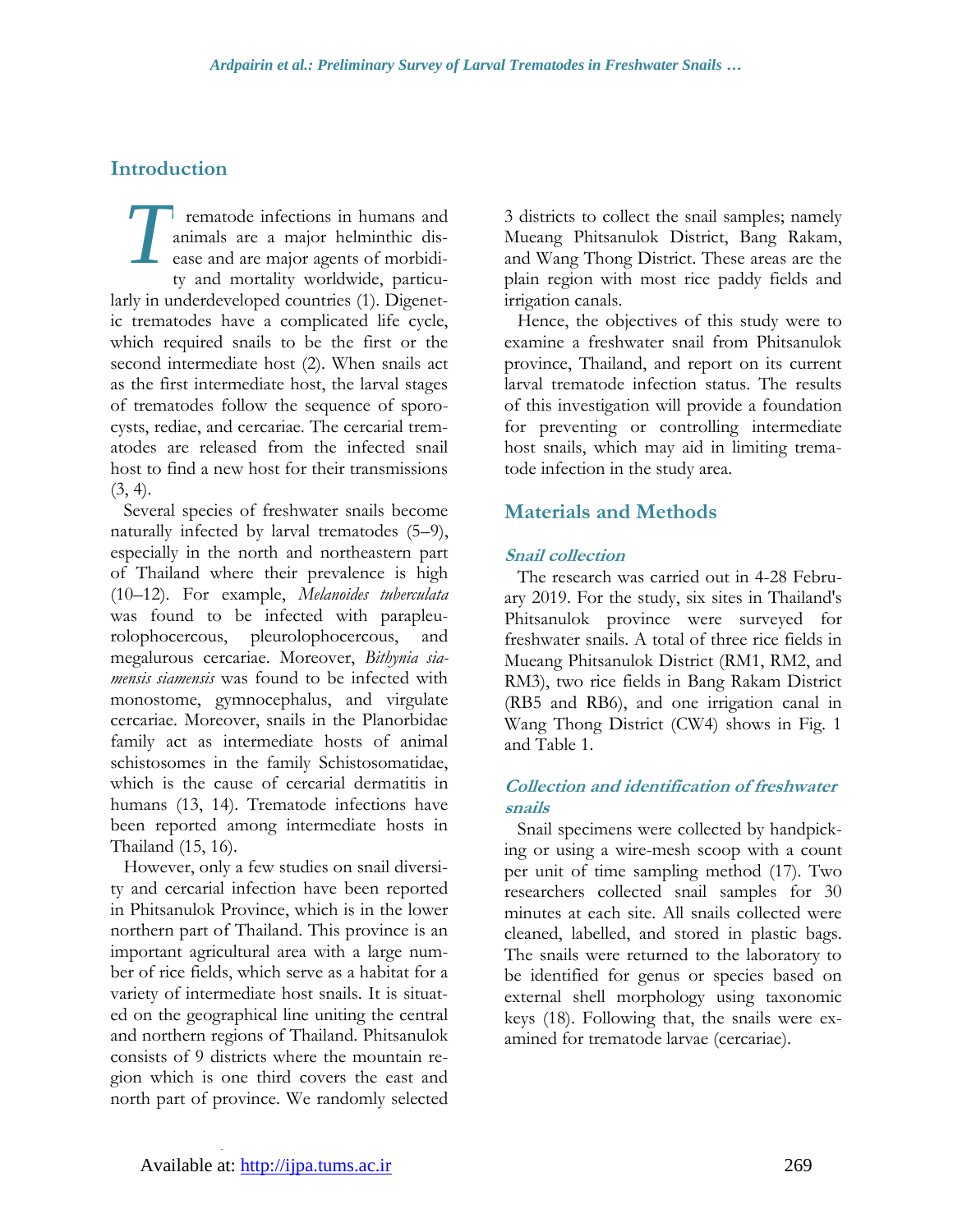## Introduction

Trematode infections in humans and animals are a major helminthic disease and are major agents of morbidity and mortality worldwide, particularly in underdeveloped countries (1). Digenetic trematodes have a complicated life cycle, which required snails to be the first or the second intermediate host (2). When snails act as the first intermediate host, the larval stages of trematodes follow the sequence of sporocysts, rediae, and cercariae. The cercarial trematodes are released from the infected snail host to find a new host for their transmissions (3, 4).

Several species of freshwater snails become naturally infected by larval trematodes (5–9), especially in the north and northeastern part of Thailand where their prevalence is high (10–12). For example, *Melanoides tuberculata* was found to be infected with parapleurolophocercous, pleurolophocercous, and megalurous cercariae. Moreover, *Bithynia siamensis siamensis* was found to be infected with monostome, gymnocephalus, and virgulate cercariae. Moreover, snails in the Planorbidae family act as intermediate hosts of animal schistosomes in the family Schistosomatidae, which is the cause of cercarial dermatitis in humans (13, 14). Trematode infections have been reported among intermediate hosts in Thailand (15, 16).

However, only a few studies on snail diversity and cercarial infection have been reported in Phitsanulok Province, which is in the lower northern part of Thailand. This province is an important agricultural area with a large number of rice fields, which serve as a habitat for a variety of intermediate host snails. It is situated on the geographical line uniting the central and northern regions of Thailand. Phitsanulok consists of 9 districts where the mountain region which is one third covers the east and north part of province. We randomly selected 3 districts to collect the snail samples; namely Mueang Phitsanulok District, Bang Rakam, and Wang Thong District. These areas are the plain region with most rice paddy fields and irrigation canals.

Hence, the objectives of this study were to examine a freshwater snail from Phitsanulok province, Thailand, and report on its current larval trematode infection status. The results of this investigation will provide a foundation for preventing or controlling intermediate host snails, which may aid in limiting trematode infection in the study area.

## Materials and Methods

### Snail collection

The research was carried out in 4-28 February 2019. For the study, six sites in Thailand's Phitsanulok province were surveyed for freshwater snails. A total of three rice fields in Mueang Phitsanulok District (RM1, RM2, and RM3), two rice fields in Bang Rakam District (RB5 and RB6), and one irrigation canal in Wang Thong District (CW4) shows in Fig. 1 and Table 1.

### Collection and identification of freshwater snails

Snail specimens were collected by handpicking or using a wire-mesh scoop with a count per unit of time sampling method (17). Two researchers collected snail samples for 30 minutes at each site. All snails collected were cleaned, labelled, and stored in plastic bags. The snails were returned to the laboratory to be identified for genus or species based on external shell morphology using taxonomic keys (18). Following that, the snails were examined for trematode larvae (cercariae).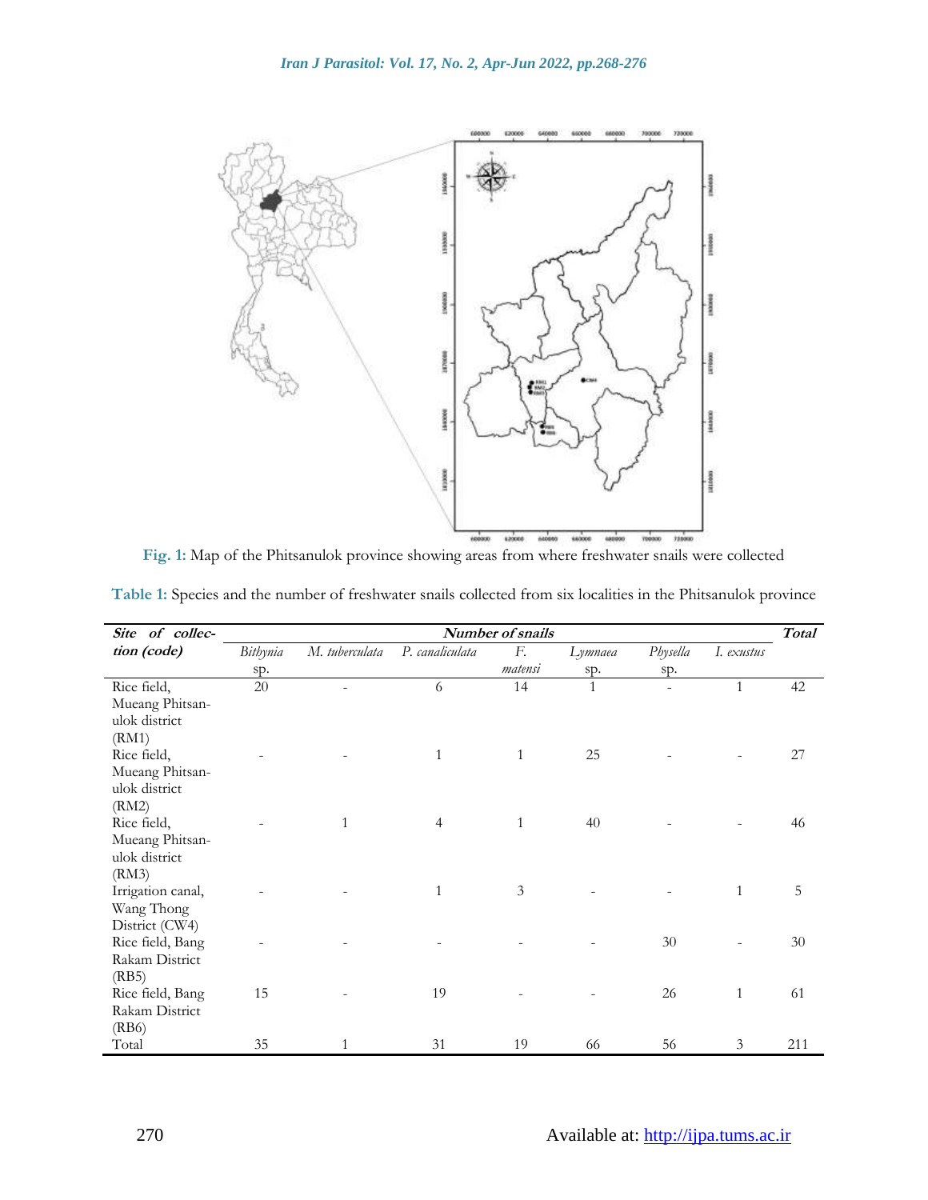**Fig. 1:** Map of the Phitsanulok province showing areas from where freshwater snails were collected

**Table 1:** Species and the number of freshwater snails collected from six localities in the Phitsanulok province

| *Site of collection (code)* | *Number of snails* | | | | | | | *Total* |
|---|---|---|---|---|---|---|---|---|
| | *Bithynia* sp. | *M. tuberculata* | *P. canaliculata* | *F. matensi* | *Lymnaea* sp. | *Physella* sp. | *I. exustus* | |
| Rice field, Mueang Phitsanulok district (RM1) | 20 | - | 6 | 14 | 1 | - | 1 | 42 |
| Rice field, Mueang Phitsanulok district (RM2) | - | - | 1 | 1 | 25 | - | - | 27 |
| Rice field, Mueang Phitsanulok district (RM3) | - | 1 | 4 | 1 | 40 | - | - | 46 |
| Irrigation canal, Wang Thong District (CW4) | - | - | 1 | 3 | - | - | 1 | 5 |
| Rice field, Bang Rakam District (RB5) | - | - | - | - | - | 30 | - | 30 |
| Rice field, Bang Rakam District (RB6) | 15 | - | 19 | - | - | 26 | 1 | 61 |
| Total | 35 | 1 | 31 | 19 | 66 | 56 | 3 | 211 |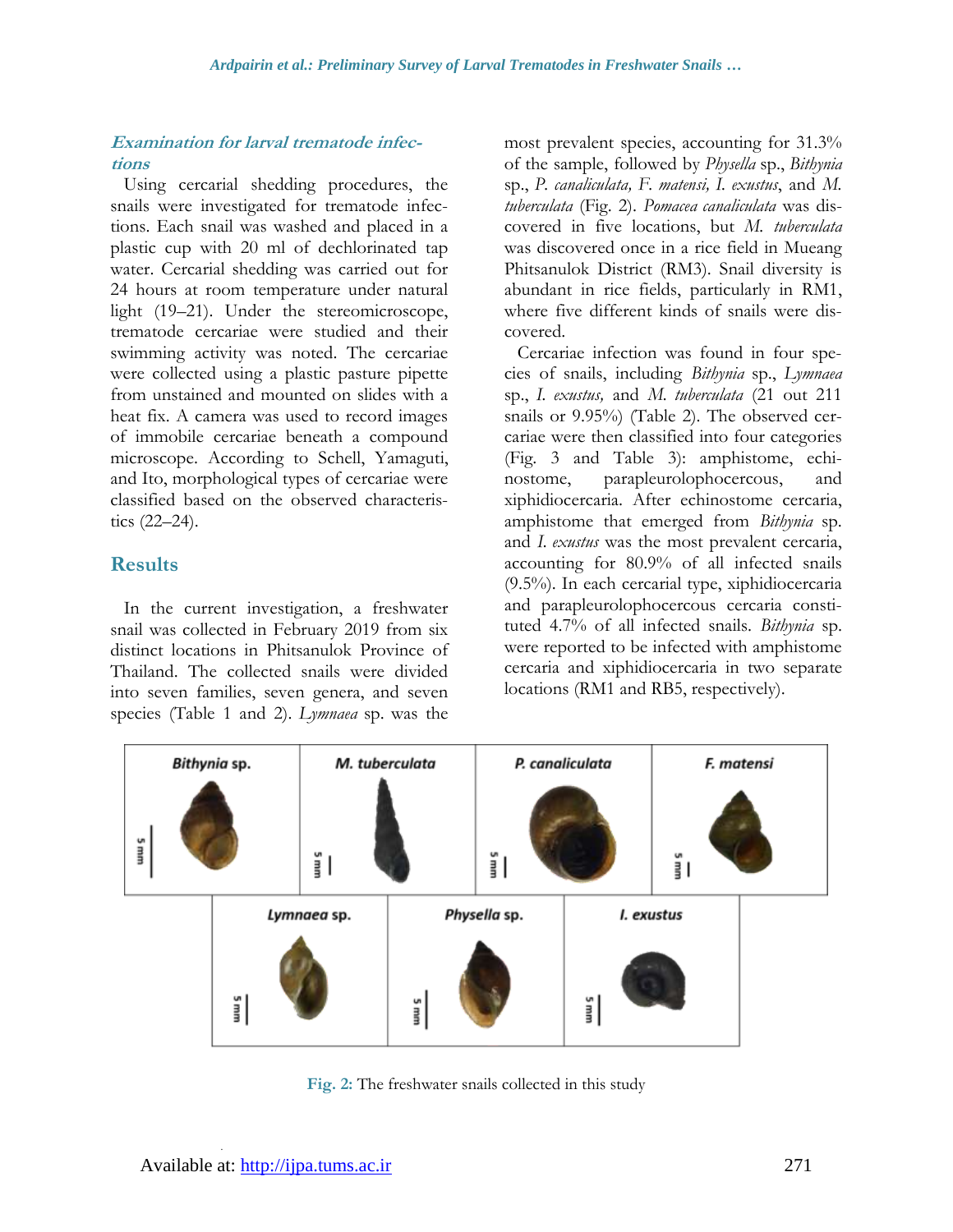### *Examination for larval trematode infections*

Using cercarial shedding procedures, the snails were investigated for trematode infections. Each snail was washed and placed in a plastic cup with 20 ml of dechlorinated tap water. Cercarial shedding was carried out for 24 hours at room temperature under natural light (19–21). Under the stereomicroscope, trematode cercariae were studied and their swimming activity was noted. The cercariae were collected using a plastic pasture pipette from unstained and mounted on slides with a heat fix. A camera was used to record images of immobile cercariae beneath a compound microscope. According to Schell, Yamaguti, and Ito, morphological types of cercariae were classified based on the observed characteristics (22–24).

## Results

In the current investigation, a freshwater snail was collected in February 2019 from six distinct locations in Phitsanulok Province of Thailand. The collected snails were divided into seven families, seven genera, and seven species (Table 1 and 2). *Lymnaea* sp. was the most prevalent species, accounting for 31.3% of the sample, followed by *Physella* sp., *Bithynia* sp., *P. canaliculata, F. matensi, I. exustus*, and *M. tuberculata* (Fig. 2). *Pomacea canaliculata* was discovered in five locations, but *M. tuberculata* was discovered once in a rice field in Mueang Phitsanulok District (RM3). Snail diversity is abundant in rice fields, particularly in RM1, where five different kinds of snails were discovered.

Cercariae infection was found in four species of snails, including *Bithynia* sp., *Lymnaea* sp., *I. exustus,* and *M. tuberculata* (21 out 211 snails or 9.95%) (Table 2). The observed cercariae were then classified into four categories (Fig. 3 and Table 3): amphistome, echinostome, parapleurolophocercous, and xiphidiocercaria. After echinostome cercaria, amphistome that emerged from *Bithynia* sp. and *I. exustus* was the most prevalent cercaria, accounting for 80.9% of all infected snails (9.5%). In each cercarial type, xiphidiocercaria and parapleurolophocercous cercaria constituted 4.7% of all infected snails. *Bithynia* sp. were reported to be infected with amphistome cercaria and xiphidiocercaria in two separate locations (RM1 and RB5, respectively).

**Fig. 2:** The freshwater snails collected in this study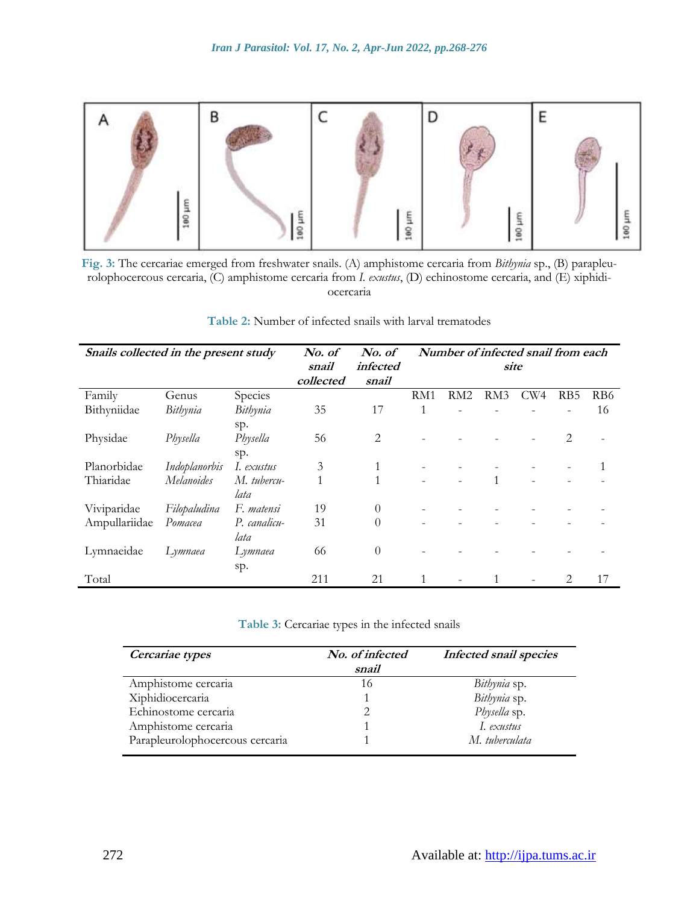Fig. 3: The cercariae emerged from freshwater snails. (A) amphistome cercaria from *Bithynia* sp., (B) parapleurolophocercous cercaria, (C) amphistome cercaria from *I. exustus*, (D) echinostome cercaria, and (E) xiphidiocercaria

Table 2: Number of infected snails with larval trematodes

| ***Snails collected in the present study*** | | | ***No. of snail collected*** | ***No. of infected snail*** | ***Number of infected snail from each site*** | | | | | |
|---|---|---|---|---|---|---|---|---|---|---|
| Family | Genus | Species | | | RM1 | RM2 | RM3 | CW4 | RB5 | RB6 |
| Bithyniidae | *Bithynia* | *Bithynia* sp. | 35 | 17 | 1 | - | - | - | - | 16 |
| Physidae | *Physella* | *Physella* sp. | 56 | 2 | - | - | - | - | 2 | - |
| Planorbidae | *Indoplanorbis* | *I. exustus* | 3 | 1 | - | - | - | - | - | 1 |
| Thiaridae | *Melanoides* | *M. tuberculata* | 1 | 1 | - | - | 1 | - | - | - |
| Viviparidae | *Filopaludina* | *F. matensi* | 19 | 0 | - | - | - | - | - | - |
| Ampullariidae | *Pomacea* | *P. canaliculata* | 31 | 0 | - | - | - | - | - | - |
| Lymnaeidae | *Lymnaea* | *Lymnaea* sp. | 66 | 0 | - | - | - | - | - | - |
| Total | | | 211 | 21 | 1 | - | 1 | - | 2 | 17 |

Table 3: Cercariae types in the infected snails

| ***Cercariae types*** | ***No. of infected snail*** | ***Infected snail species*** |
|---|---|---|
| Amphistome cercaria | 16 | *Bithynia* sp. |
| Xiphidiocercaria | 1 | *Bithynia* sp. |
| Echinostome cercaria | 2 | *Physella* sp. |
| Amphistome cercaria | 1 | *I. exustus* |
| Parapleurolophocercous cercaria | 1 | *M. tuberculata* |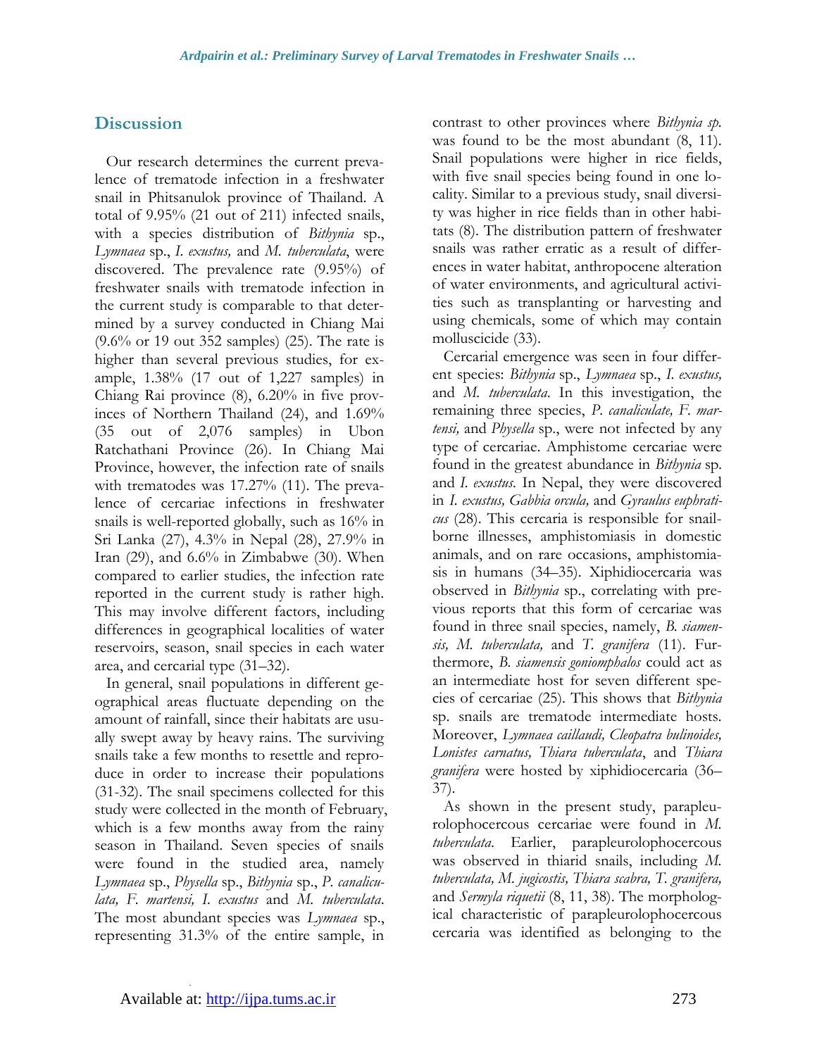## Discussion

Our research determines the current prevalence of trematode infection in a freshwater snail in Phitsanulok province of Thailand. A total of 9.95% (21 out of 211) infected snails, with a species distribution of *Bithynia* sp., *Lymnaea* sp., *I. exustus,* and *M. tuberculata*, were discovered. The prevalence rate (9.95%) of freshwater snails with trematode infection in the current study is comparable to that determined by a survey conducted in Chiang Mai (9.6% or 19 out 352 samples) (25). The rate is higher than several previous studies, for example, 1.38% (17 out of 1,227 samples) in Chiang Rai province (8), 6.20% in five provinces of Northern Thailand (24), and 1.69% (35 out of 2,076 samples) in Ubon Ratchathani Province (26). In Chiang Mai Province, however, the infection rate of snails with trematodes was 17.27% (11). The prevalence of cercariae infections in freshwater snails is well-reported globally, such as 16% in Sri Lanka (27), 4.3% in Nepal (28), 27.9% in Iran (29), and 6.6% in Zimbabwe (30). When compared to earlier studies, the infection rate reported in the current study is rather high. This may involve different factors, including differences in geographical localities of water reservoirs, season, snail species in each water area, and cercarial type (31–32).

In general, snail populations in different geographical areas fluctuate depending on the amount of rainfall, since their habitats are usually swept away by heavy rains. The surviving snails take a few months to resettle and reproduce in order to increase their populations (31-32). The snail specimens collected for this study were collected in the month of February, which is a few months away from the rainy season in Thailand. Seven species of snails were found in the studied area, namely *Lymnaea* sp., *Physella* sp., *Bithynia* sp., *P. canaliculata, F. martensi, I. exustus* and *M. tuberculata*. The most abundant species was *Lymnaea* sp., representing 31.3% of the entire sample, in contrast to other provinces where *Bithynia sp.* was found to be the most abundant (8, 11). Snail populations were higher in rice fields, with five snail species being found in one locality. Similar to a previous study, snail diversity was higher in rice fields than in other habitats (8). The distribution pattern of freshwater snails was rather erratic as a result of differences in water habitat, anthropocene alteration of water environments, and agricultural activities such as transplanting or harvesting and using chemicals, some of which may contain molluscicide (33).

Cercarial emergence was seen in four different species: *Bithynia* sp., *Lymnaea* sp., *I. exustus,* and *M. tuberculata*. In this investigation, the remaining three species, *P. canaliculate, F. martensi,* and *Physella* sp., were not infected by any type of cercariae. Amphistome cercariae were found in the greatest abundance in *Bithynia* sp. and *I. exustus*. In Nepal, they were discovered in *I. exustus, Gabbia orcula,* and *Gyraulus euphraticus* (28). This cercaria is responsible for snail-borne illnesses, amphistomiasis in domestic animals, and on rare occasions, amphistomiasis in humans (34–35). Xiphidiocercaria was observed in *Bithynia* sp., correlating with previous reports that this form of cercariae was found in three snail species, namely, *B. siamensis, M. tuberculata,* and *T. granifera* (11). Furthermore, *B. siamensis goniomphalos* could act as an intermediate host for seven different species of cercariae (25). This shows that *Bithynia* sp. snails are trematode intermediate hosts. Moreover, *Lymnaea caillaudi, Cleopatra bulinoides, Lonistes carnatus, Thiara tuberculata*, and *Thiara granifera* were hosted by xiphidiocercaria (36–37).

As shown in the present study, parapleurolophocercous cercariae were found in *M. tuberculata*. Earlier, parapleurolophocercous was observed in thiarid snails, including *M. tuberculata, M. jugicostis, Thiara scabra, T. granifera,* and *Sermyla riquetii* (8, 11, 38). The morphological characteristic of parapleurolophocercous cercaria was identified as belonging to the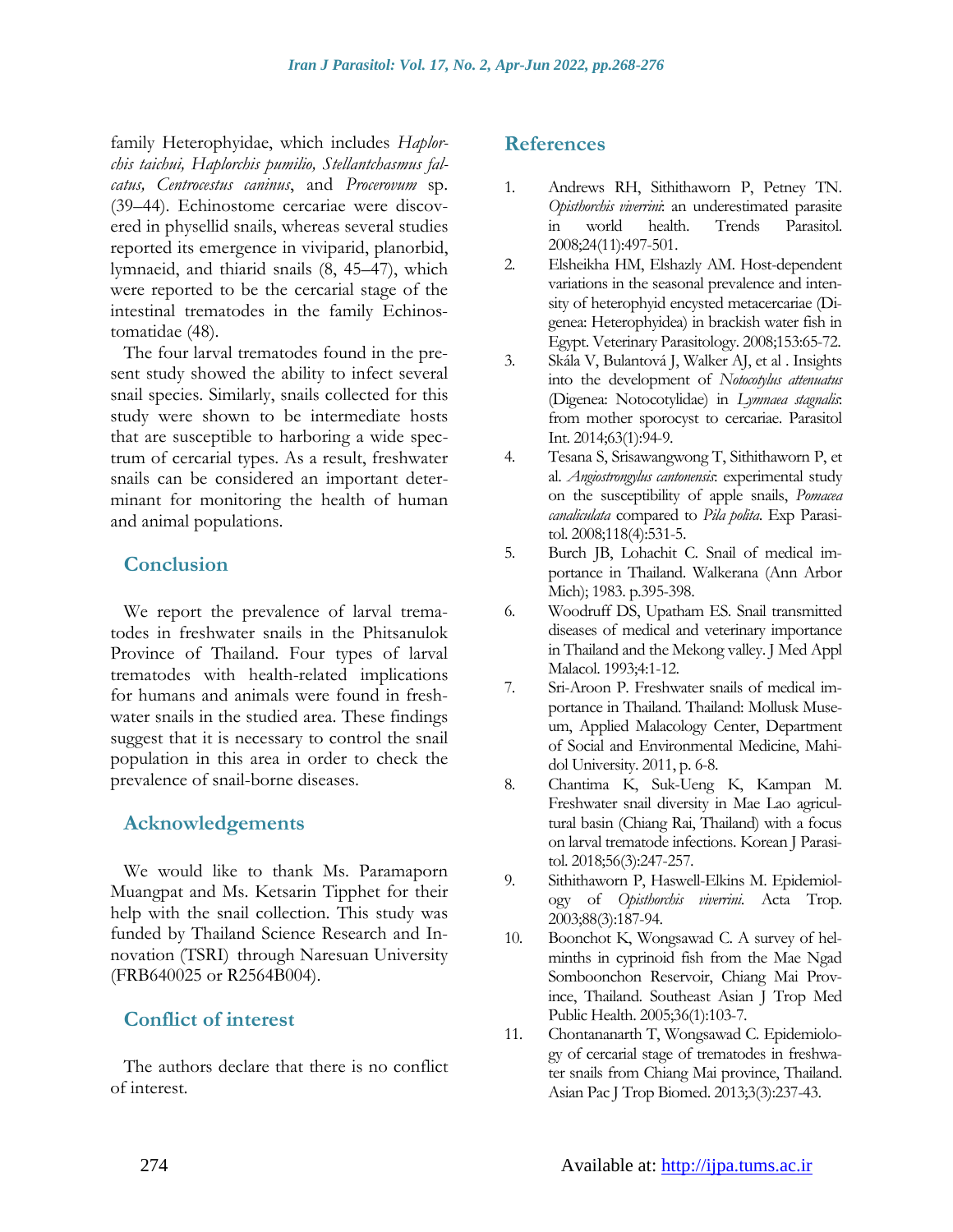family Heterophyidae, which includes *Haplorchis taichui, Haplorchis pumilio, Stellantchasmus falcatus, Centrocestus caninus*, and *Procerovum* sp. (39–44). Echinostome cercariae were discovered in physellid snails, whereas several studies reported its emergence in viviparid, planorbid, lymnaeid, and thiarid snails (8, 45–47), which were reported to be the cercarial stage of the intestinal trematodes in the family Echinostomatidae (48).

The four larval trematodes found in the present study showed the ability to infect several snail species. Similarly, snails collected for this study were shown to be intermediate hosts that are susceptible to harboring a wide spectrum of cercarial types. As a result, freshwater snails can be considered an important determinant for monitoring the health of human and animal populations.

## Conclusion

We report the prevalence of larval trematodes in freshwater snails in the Phitsanulok Province of Thailand. Four types of larval trematodes with health-related implications for humans and animals were found in freshwater snails in the studied area. These findings suggest that it is necessary to control the snail population in this area in order to check the prevalence of snail-borne diseases.

## Acknowledgements

We would like to thank Ms. Paramaporn Muangpat and Ms. Ketsarin Tipphet for their help with the snail collection. This study was funded by Thailand Science Research and Innovation (TSRI) through Naresuan University (FRB640025 or R2564B004).

## Conflict of interest

The authors declare that there is no conflict of interest.

## References

1. Andrews RH, Sithithaworn P, Petney TN. *Opisthorchis viverrini*: an underestimated parasite in world health. Trends Parasitol. 2008;24(11):497-501.
2. Elsheikha HM, Elshazly AM. Host-dependent variations in the seasonal prevalence and intensity of heterophyid encysted metacercariae (Digenea: Heterophyidea) in brackish water fish in Egypt. Veterinary Parasitology. 2008;153:65-72.
3. Skála V, Bulantová J, Walker AJ, et al . Insights into the development of *Notocotylus attenuatus* (Digenea: Notocotylidae) in *Lymnaea stagnalis*: from mother sporocyst to cercariae. Parasitol Int. 2014;63(1):94-9.
4. Tesana S, Srisawangwong T, Sithithaworn P, et al. *Angiostrongylus cantonensis*: experimental study on the susceptibility of apple snails, *Pomacea canaliculata* compared to *Pila polita*. Exp Parasitol. 2008;118(4):531-5.
5. Burch JB, Lohachit C. Snail of medical importance in Thailand. Walkerana (Ann Arbor Mich); 1983. p.395-398.
6. Woodruff DS, Upatham ES. Snail transmitted diseases of medical and veterinary importance in Thailand and the Mekong valley. J Med Appl Malacol. 1993;4:1-12.
7. Sri-Aroon P. Freshwater snails of medical importance in Thailand. Thailand: Mollusk Museum, Applied Malacology Center, Department of Social and Environmental Medicine, Mahidol University. 2011, p. 6-8.
8. Chantima K, Suk-Ueng K, Kampan M. Freshwater snail diversity in Mae Lao agricultural basin (Chiang Rai, Thailand) with a focus on larval trematode infections. Korean J Parasitol. 2018;56(3):247-257.
9. Sithithaworn P, Haswell-Elkins M. Epidemiology of *Opisthorchis viverrini*. Acta Trop. 2003;88(3):187-94.
10. Boonchot K, Wongsawad C. A survey of helminths in cyprinoid fish from the Mae Ngad Somboonchon Reservoir, Chiang Mai Province, Thailand. Southeast Asian J Trop Med Public Health. 2005;36(1):103-7.
11. Chontananarth T, Wongsawad C. Epidemiology of cercarial stage of trematodes in freshwater snails from Chiang Mai province, Thailand. Asian Pac J Trop Biomed. 2013;3(3):237-43.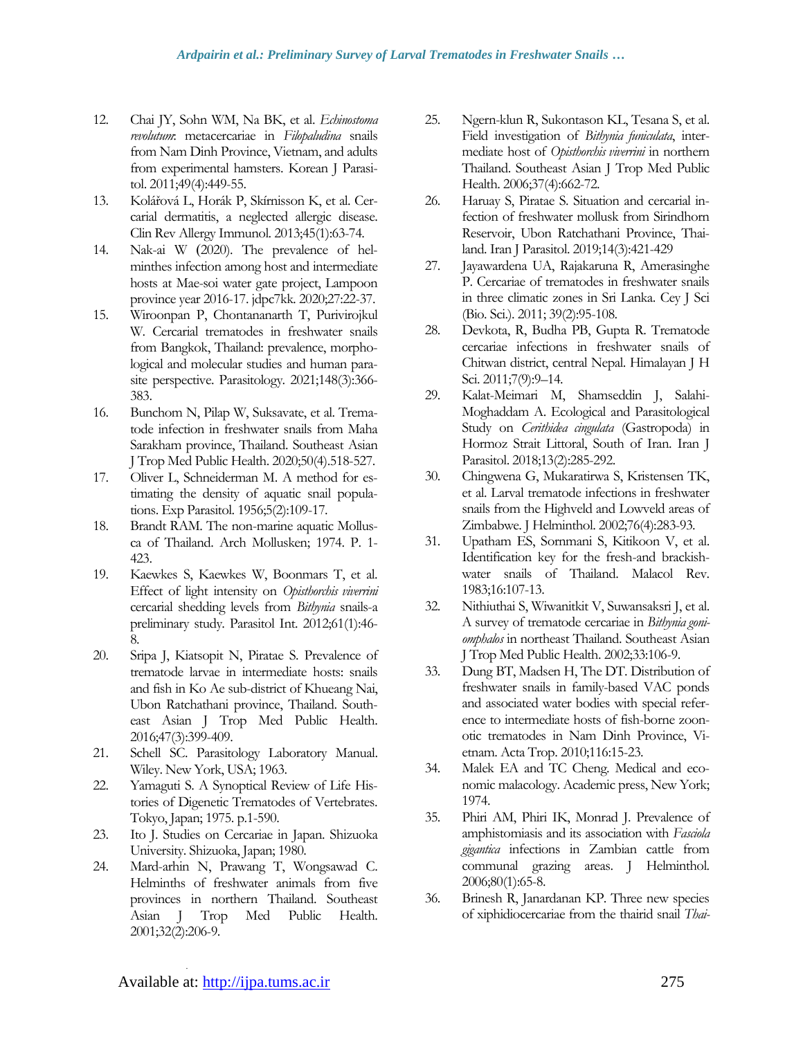12. Chai JY, Sohn WM, Na BK, et al. *Echinostoma revolutum*: metacercariae in *Filopaludina* snails from Nam Dinh Province, Vietnam, and adults from experimental hamsters. Korean J Parasitol. 2011;49(4):449-55.
13. Kolářová L, Horák P, Skírnisson K, et al. Cercarial dermatitis, a neglected allergic disease. Clin Rev Allergy Immunol. 2013;45(1):63-74.
14. Nak-ai W (2020). The prevalence of helminthes infection among host and intermediate hosts at Mae-soi water gate project, Lampoon province year 2016-17. jdpc7kk. 2020;27:22-37.
15. Wiroonpan P, Chontananarth T, Purivirojkul W. Cercarial trematodes in freshwater snails from Bangkok, Thailand: prevalence, morphological and molecular studies and human parasite perspective. Parasitology. 2021;148(3):366-383.
16. Bunchom N, Pilap W, Suksavate, et al. Trematode infection in freshwater snails from Maha Sarakham province, Thailand. Southeast Asian J Trop Med Public Health. 2020;50(4).518-527.
17. Oliver L, Schneiderman M. A method for estimating the density of aquatic snail populations. Exp Parasitol. 1956;5(2):109-17.
18. Brandt RAM. The non-marine aquatic Mollusca of Thailand. Arch Mollusken; 1974. P. 1-423.
19. Kaewkes S, Kaewkes W, Boonmars T, et al. Effect of light intensity on *Opisthorchis viverrini* cercarial shedding levels from *Bithynia* snails-a preliminary study. Parasitol Int. 2012;61(1):46-8.
20. Sripa J, Kiatsopit N, Piratae S. Prevalence of trematode larvae in intermediate hosts: snails and fish in Ko Ae sub-district of Khueang Nai, Ubon Ratchathani province, Thailand. Southeast Asian J Trop Med Public Health. 2016;47(3):399-409.
21. Schell SC. Parasitology Laboratory Manual. Wiley. New York, USA; 1963.
22. Yamaguti S. A Synoptical Review of Life Histories of Digenetic Trematodes of Vertebrates. Tokyo, Japan; 1975. p.1-590.
23. Ito J. Studies on Cercariae in Japan. Shizuoka University. Shizuoka, Japan; 1980.
24. Mard-arhin N, Prawang T, Wongsawad C. Helminths of freshwater animals from five provinces in northern Thailand. Southeast Asian J Trop Med Public Health. 2001;32(2):206-9.
25. Ngern-klun R, Sukontason KL, Tesana S, et al. Field investigation of *Bithynia funiculata*, intermediate host of *Opisthorchis viverrini* in northern Thailand. Southeast Asian J Trop Med Public Health. 2006;37(4):662-72.
26. Haruay S, Piratae S. Situation and cercarial infection of freshwater mollusk from Sirindhorn Reservoir, Ubon Ratchathani Province, Thailand. Iran J Parasitol. 2019;14(3):421-429
27. Jayawardena UA, Rajakaruna R, Amerasinghe P. Cercariae of trematodes in freshwater snails in three climatic zones in Sri Lanka. Cey J Sci (Bio. Sci.). 2011; 39(2):95-108.
28. Devkota, R, Budha PB, Gupta R. Trematode cercariae infections in freshwater snails of Chitwan district, central Nepal. Himalayan J H Sci. 2011;7(9):9–14.
29. Kalat-Meimari M, Shamseddin J, Salahi-Moghaddam A. Ecological and Parasitological Study on *Cerithidea cingulata* (Gastropoda) in Hormoz Strait Littoral, South of Iran. Iran J Parasitol. 2018;13(2):285-292.
30. Chingwena G, Mukaratirwa S, Kristensen TK, et al. Larval trematode infections in freshwater snails from the Highveld and Lowveld areas of Zimbabwe. J Helminthol. 2002;76(4):283-93.
31. Upatham ES, Sornmani S, Kitikoon V, et al. Identification key for the fresh-and brackish-water snails of Thailand. Malacol Rev. 1983;16:107-13.
32. Nithiuthai S, Wiwanitkit V, Suwansaksri J, et al. A survey of trematode cercariae in *Bithynia goniomphalos* in northeast Thailand. Southeast Asian J Trop Med Public Health. 2002;33:106-9.
33. Dung BT, Madsen H, The DT. Distribution of freshwater snails in family-based VAC ponds and associated water bodies with special reference to intermediate hosts of fish-borne zoonotic trematodes in Nam Dinh Province, Vietnam. Acta Trop. 2010;116:15-23.
34. Malek EA and TC Cheng. Medical and economic malacology. Academic press, New York; 1974.
35. Phiri AM, Phiri IK, Monrad J. Prevalence of amphistomiasis and its association with *Fasciola gigantica* infections in Zambian cattle from communal grazing areas. J Helminthol. 2006;80(1):65-8.
36. Brinesh R, Janardanan KP. Three new species of xiphidiocercariae from the thiarid snail *Thai-*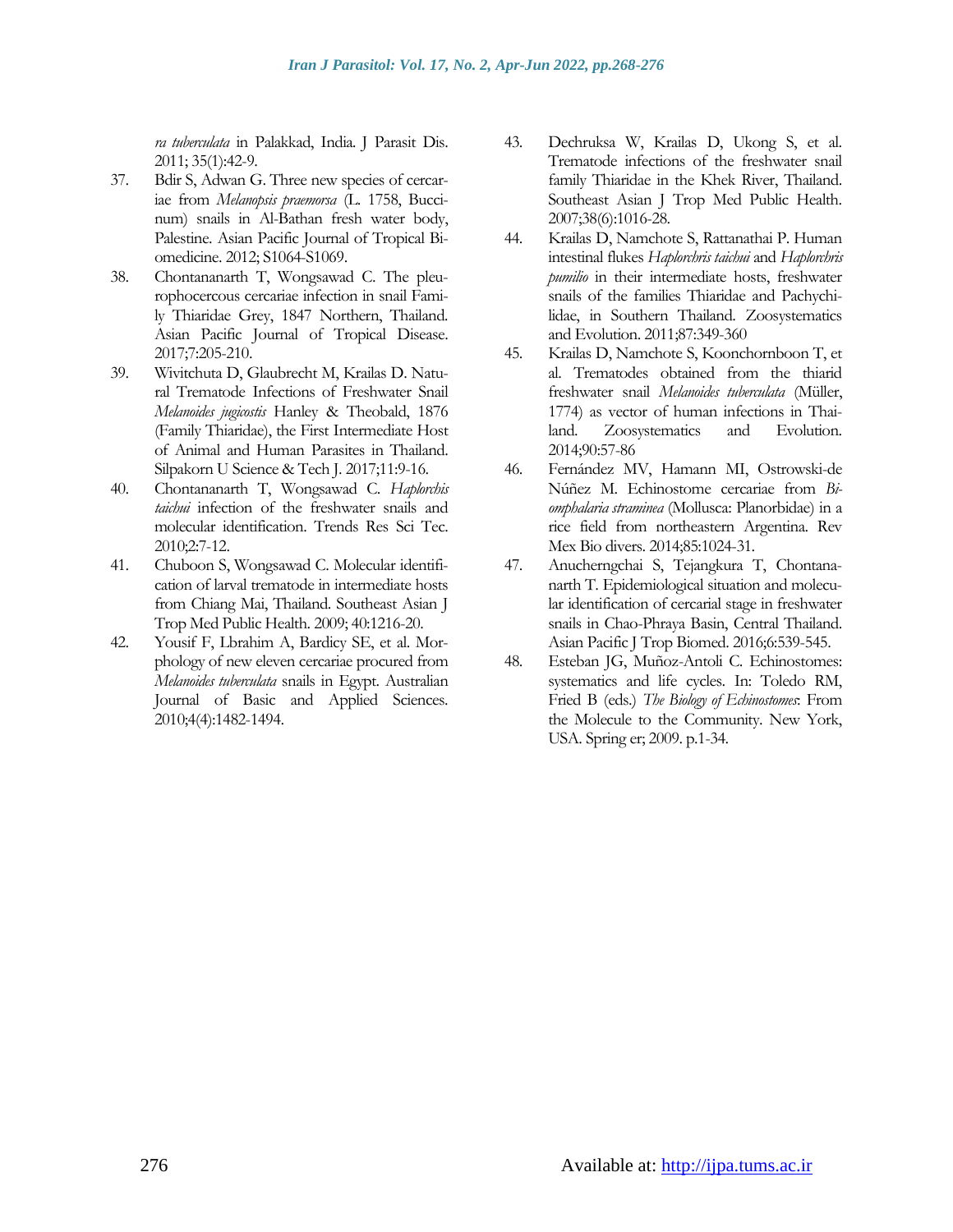*ra tuberculata* in Palakkad, India. J Parasit Dis. 2011; 35(1):42-9.

37. Bdir S, Adwan G. Three new species of cercariae from *Melanopsis praemorsa* (L. 1758, Buccinum) snails in Al-Bathan fresh water body, Palestine. Asian Pacific Journal of Tropical Biomedicine. 2012; S1064-S1069.
38. Chontananarth T, Wongsawad C. The pleurophocercous cercariae infection in snail Family Thiaridae Grey, 1847 Northern, Thailand. Asian Pacific Journal of Tropical Disease. 2017;7:205-210.
39. Wivitchuta D, Glaubrecht M, Krailas D. Natural Trematode Infections of Freshwater Snail *Melanoides jugicostis* Hanley & Theobald, 1876 (Family Thiaridae), the First Intermediate Host of Animal and Human Parasites in Thailand. Silpakorn U Science & Tech J. 2017;11:9-16.
40. Chontananarth T, Wongsawad C. *Haplorchis taichui* infection of the freshwater snails and molecular identification. Trends Res Sci Tec. 2010;2:7-12.
41. Chuboon S, Wongsawad C. Molecular identification of larval trematode in intermediate hosts from Chiang Mai, Thailand. Southeast Asian J Trop Med Public Health. 2009; 40:1216-20.
42. Yousif F, Lbrahim A, Bardicy SE, et al. Morphology of new eleven cercariae procured from *Melanoides tuberculata* snails in Egypt. Australian Journal of Basic and Applied Sciences. 2010;4(4):1482-1494.
43. Dechruksa W, Krailas D, Ukong S, et al. Trematode infections of the freshwater snail family Thiaridae in the Khek River, Thailand. Southeast Asian J Trop Med Public Health. 2007;38(6):1016-28.
44. Krailas D, Namchote S, Rattanathai P. Human intestinal flukes *Haplorchris taichui* and *Haplorchris pumilio* in their intermediate hosts, freshwater snails of the families Thiaridae and Pachychilidae, in Southern Thailand. Zoosystematics and Evolution. 2011;87:349-360
45. Krailas D, Namchote S, Koonchornboon T, et al. Trematodes obtained from the thiarid freshwater snail *Melanoides tuberculata* (Müller, 1774) as vector of human infections in Thailand. Zoosystematics and Evolution. 2014;90:57-86
46. Fernández MV, Hamann MI, Ostrowski-de Núñez M. Echinostome cercariae from *Biomphalaria straminea* (Mollusca: Planorbidae) in a rice field from northeastern Argentina. Rev Mex Bio divers. 2014;85:1024-31.
47. Anucherngchai S, Tejangkura T, Chontananarth T. Epidemiological situation and molecular identification of cercarial stage in freshwater snails in Chao-Phraya Basin, Central Thailand. Asian Pacific J Trop Biomed. 2016;6:539-545.
48. Esteban JG, Muñoz-Antoli C. Echinostomes: systematics and life cycles. In: Toledo RM, Fried B (eds.) *The Biology of Echinostomes*: From the Molecule to the Community. New York, USA. Spring er; 2009. p.1-34.